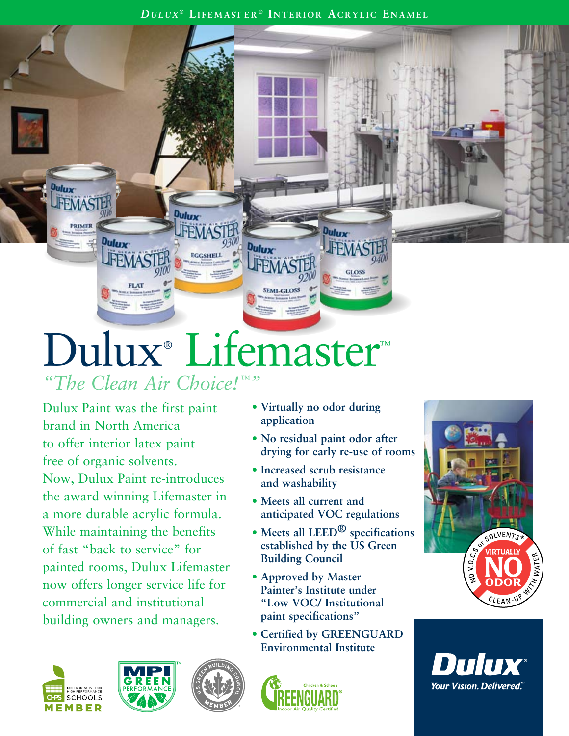# Dulux® Lifemaster™

*"The Clean Air Choice!™"*

Dulux Paint was the first paint brand in North America to offer interior latex paint free of organic solvents. Now, Dulux Paint re-introduces the award winning Lifemaster in a more durable acrylic formula. While maintaining the benefits of fast "back to service" for painted rooms, Dulux Lifemaster now offers longer service life for commercial and institutional building owners and managers.

- **Virtually no odor during application**
- **No residual paint odor after drying for early re-use of rooms**
- **Increased scrub resistance and washability**
- **Meets all current and anticipated VOC regulations**
- **Meets all LEED® specifications established by the US Green Building Council**
- **Approved by Master Painter's Institute under "Low VOC/ Institutional paint specifications"**
- **Certified by GREENGUARD Environmental Institute**

NO V.O.C.s or SOLVENTS* VIRTUALLY NO ODOR CLEAN-UP WITH WATER

**Dulux®** *Your Vision. Delivered.™*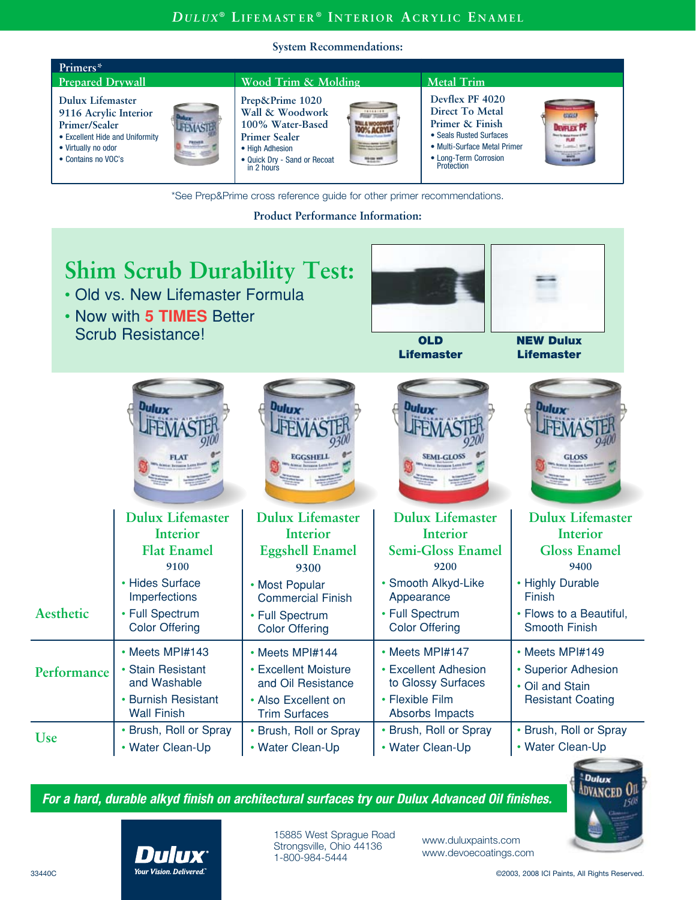# DULUX® LIFEMASTER® INTERIOR ACRYLIC ENAMEL

**System Recommendations:**

**Primers***

| Prepared Drywall | Wood Trim & Molding | Metal Trim |
|---|---|---|
| **Dulux Lifemaster 9116 Acrylic Interior Primer/Sealer**<br>• Excellent Hide and Uniformity<br>• Virtually no odor<br>• Contains no VOC's | **Prep&Prime 1020 Wall & Woodwork 100% Water-Based Primer Sealer**<br>• High Adhesion<br>• Quick Dry - Sand or Recoat in 2 hours | **Devflex PF 4020 Direct To Metal Primer & Finish**<br>• Seals Rusted Surfaces<br>• Multi-Surface Metal Primer<br>• Long-Term Corrosion Protection |

*See Prep&Prime cross reference guide for other primer recommendations.

**Product Performance Information:**

## Shim Scrub Durability Test:

- Old vs. New Lifemaster Formula
- Now with **5 TIMES** Better Scrub Resistance!

**OLD Lifemaster**

**NEW Dulux Lifemaster**

| | Dulux Lifemaster Interior Flat Enamel 9100 | Dulux Lifemaster Interior Eggshell Enamel 9300 | Dulux Lifemaster Interior Semi-Gloss Enamel 9200 | Dulux Lifemaster Interior Gloss Enamel 9400 |
|---|---|---|---|---|
| **Aesthetic** | • Hides Surface Imperfections<br>• Full Spectrum Color Offering | • Most Popular Commercial Finish<br>• Full Spectrum Color Offering | • Smooth Alkyd-Like Appearance<br>• Full Spectrum Color Offering | • Highly Durable Finish<br>• Flows to a Beautiful, Smooth Finish |
| **Performance** | • Meets MPI#143<br>• Stain Resistant and Washable<br>• Burnish Resistant Wall Finish | • Meets MPI#144<br>• Excellent Moisture and Oil Resistance<br>• Also Excellent on Trim Surfaces | • Meets MPI#147<br>• Excellent Adhesion to Glossy Surfaces<br>• Flexible Film Absorbs Impacts | • Meets MPI#149<br>• Superior Adhesion<br>• Oil and Stain Resistant Coating |
| **Use** | • Brush, Roll or Spray<br>• Water Clean-Up | • Brush, Roll or Spray<br>• Water Clean-Up | • Brush, Roll or Spray<br>• Water Clean-Up | • Brush, Roll or Spray<br>• Water Clean-Up |

***For a hard, durable alkyd finish on architectural surfaces try our Dulux Advanced Oil finishes.***

**Dulux** *Your Vision. Delivered.*™

15885 West Sprague Road
Strongsville, Ohio 44136
1-800-984-5444

www.duluxpaints.com
www.devoecoatings.com

33440C

©2003, 2008 ICI Paints, All Rights Reserved.